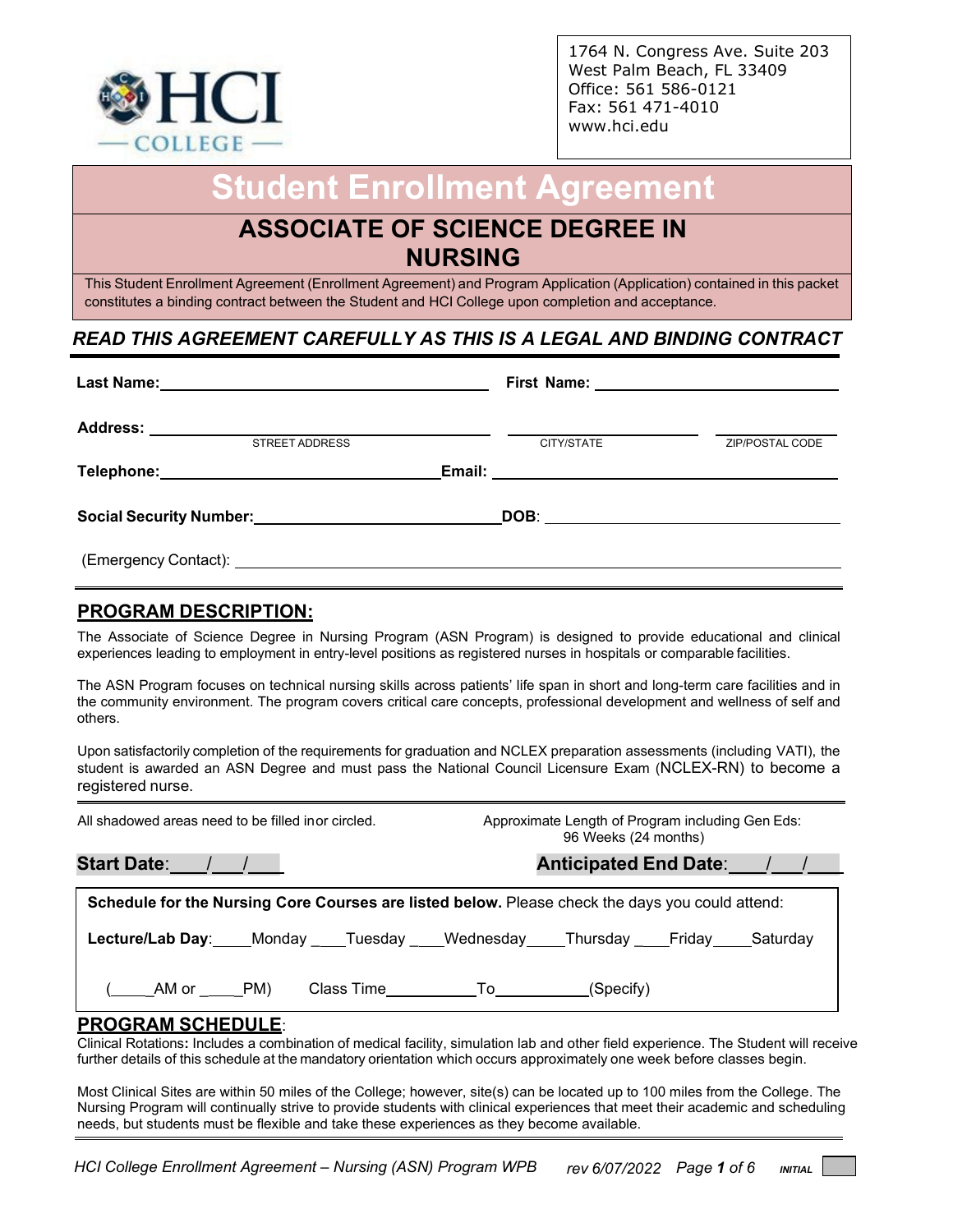HCI COLLEGE

1764 N. Congress Ave. Suite 203
West Palm Beach, FL 33409
Office: 561 586-0121
Fax: 561 471-4010
www.hci.edu

# Student Enrollment Agreement

## ASSOCIATE OF SCIENCE DEGREE IN NURSING

This Student Enrollment Agreement (Enrollment Agreement) and Program Application (Application) contained in this packet constitutes a binding contract between the Student and HCI College upon completion and acceptance.

***READ THIS AGREEMENT CAREFULLY AS THIS IS A LEGAL AND BINDING CONTRACT***

**Last Name:** ______________________ **First Name:** ______________________

**Address:** ______________________ ______________________ ______________________
STREET ADDRESS CITY/STATE ZIP/POSTAL CODE

**Telephone:** ______________________ **Email:** ______________________

**Social Security Number:** ______________________ **DOB**: ______________________

(Emergency Contact): ______________________

## PROGRAM DESCRIPTION:

The Associate of Science Degree in Nursing Program (ASN Program) is designed to provide educational and clinical experiences leading to employment in entry-level positions as registered nurses in hospitals or comparable facilities.

The ASN Program focuses on technical nursing skills across patients' life span in short and long-term care facilities and in the community environment. The program covers critical care concepts, professional development and wellness of self and others.

Upon satisfactorily completion of the requirements for graduation and NCLEX preparation assessments (including VATI), the student is awarded an ASN Degree and must pass the National Council Licensure Exam (NCLEX-RN) to become a registered nurse.

All shadowed areas need to be filled inor circled.

Approximate Length of Program including Gen Eds: 96 Weeks (24 months)

**Start Date**:\_\_\_/\_\_\_/\_\_\_ **Anticipated End Date**:\_\_\_/\_\_\_/\_\_\_

**Schedule for the Nursing Core Courses are listed below.** Please check the days you could attend:

**Lecture/Lab Day**: \_\_\_\_Monday \_\_\_\_Tuesday \_\_\_\_Wednesday \_\_\_\_Thursday \_\_\_\_Friday \_\_\_\_Saturday

(\_\_\_\_AM or \_\_\_\_PM) Class Time__________To__________(Specify)

## PROGRAM SCHEDULE:

Clinical Rotations**:** Includes a combination of medical facility, simulation lab and other field experience. The Student will receive further details of this schedule at the mandatory orientation which occurs approximately one week before classes begin.

Most Clinical Sites are within 50 miles of the College; however, site(s) can be located up to 100 miles from the College. The Nursing Program will continually strive to provide students with clinical experiences that meet their academic and scheduling needs, but students must be flexible and take these experiences as they become available.

INITIAL ____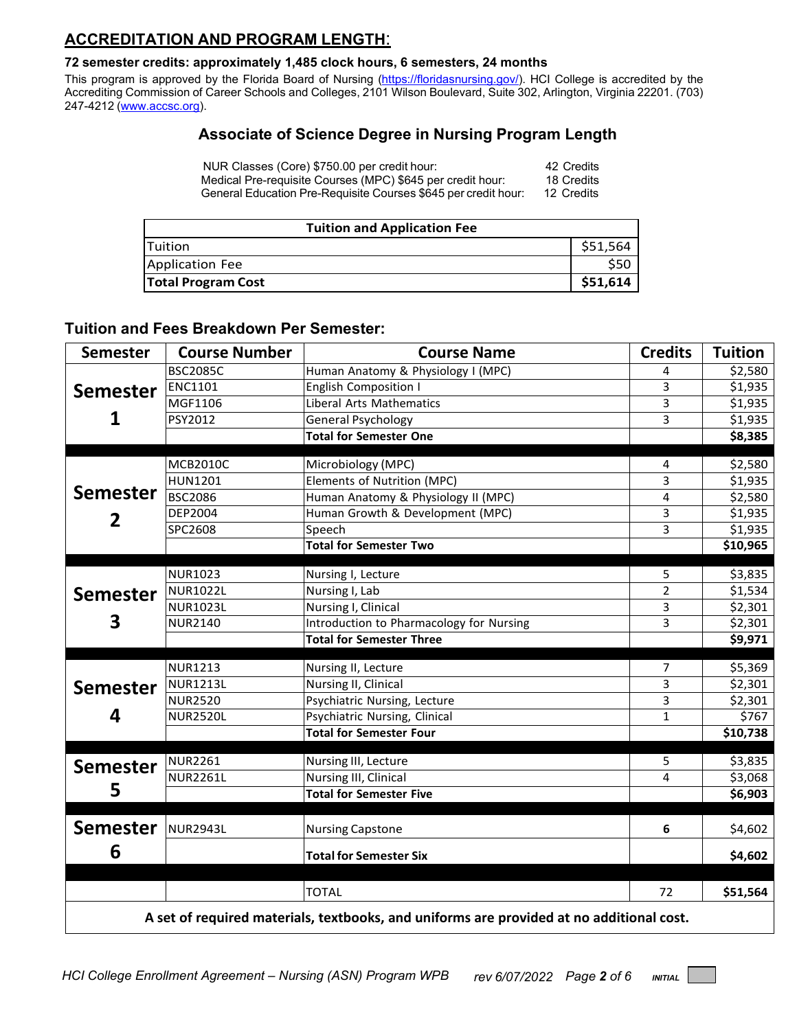## ACCREDITATION AND PROGRAM LENGTH:

**72 semester credits: approximately 1,485 clock hours, 6 semesters, 24 months**

This program is approved by the Florida Board of Nursing (https://floridasnursing.gov/). HCI College is accredited by the Accrediting Commission of Career Schools and Colleges, 2101 Wilson Boulevard, Suite 302, Arlington, Virginia 22201. (703) 247-4212 (www.accsc.org).

### Associate of Science Degree in Nursing Program Length

| | |
|---|---|
| NUR Classes (Core) $750.00 per credit hour: | 42 Credits |
| Medical Pre-requisite Courses (MPC) $645 per credit hour: | 18 Credits |
| General Education Pre-Requisite Courses $645 per credit hour: | 12 Credits |

| Tuition and Application Fee | |
|---|---|
| Tuition | $51,564 |
| Application Fee | $50 |
| **Total Program Cost** | **$51,614** |

### Tuition and Fees Breakdown Per Semester:

| Semester | Course Number | Course Name | Credits | Tuition |
|---|---|---|---|---|
| Semester 1 | BSC2085C | Human Anatomy & Physiology I (MPC) | 4 | $2,580 |
| | ENC1101 | English Composition I | 3 | $1,935 |
| | MGF1106 | Liberal Arts Mathematics | 3 | $1,935 |
| | PSY2012 | General Psychology | 3 | $1,935 |
| | | **Total for Semester One** | | **$8,385** |
| Semester 2 | MCB2010C | Microbiology (MPC) | 4 | $2,580 |
| | HUN1201 | Elements of Nutrition (MPC) | 3 | $1,935 |
| | BSC2086 | Human Anatomy & Physiology II (MPC) | 4 | $2,580 |
| | DEP2004 | Human Growth & Development (MPC) | 3 | $1,935 |
| | SPC2608 | Speech | 3 | $1,935 |
| | | **Total for Semester Two** | | **$10,965** |
| Semester 3 | NUR1023 | Nursing I, Lecture | 5 | $3,835 |
| | NUR1022L | Nursing I, Lab | 2 | $1,534 |
| | NUR1023L | Nursing I, Clinical | 3 | $2,301 |
| | NUR2140 | Introduction to Pharmacology for Nursing | 3 | $2,301 |
| | | **Total for Semester Three** | | **$9,971** |
| Semester 4 | NUR1213 | Nursing II, Lecture | 7 | $5,369 |
| | NUR1213L | Nursing II, Clinical | 3 | $2,301 |
| | NUR2520 | Psychiatric Nursing, Lecture | 3 | $2,301 |
| | NUR2520L | Psychiatric Nursing, Clinical | 1 | $767 |
| | | **Total for Semester Four** | | **$10,738** |
| Semester 5 | NUR2261 | Nursing III, Lecture | 5 | $3,835 |
| | NUR2261L | Nursing III, Clinical | 4 | $3,068 |
| | | **Total for Semester Five** | | **$6,903** |
| Semester 6 | NUR2943L | Nursing Capstone | **6** | $4,602 |
| | | **Total for Semester Six** | | **$4,602** |
| | | TOTAL | 72 | **$51,564** |

**A set of required materials, textbooks, and uniforms are provided at no additional cost.**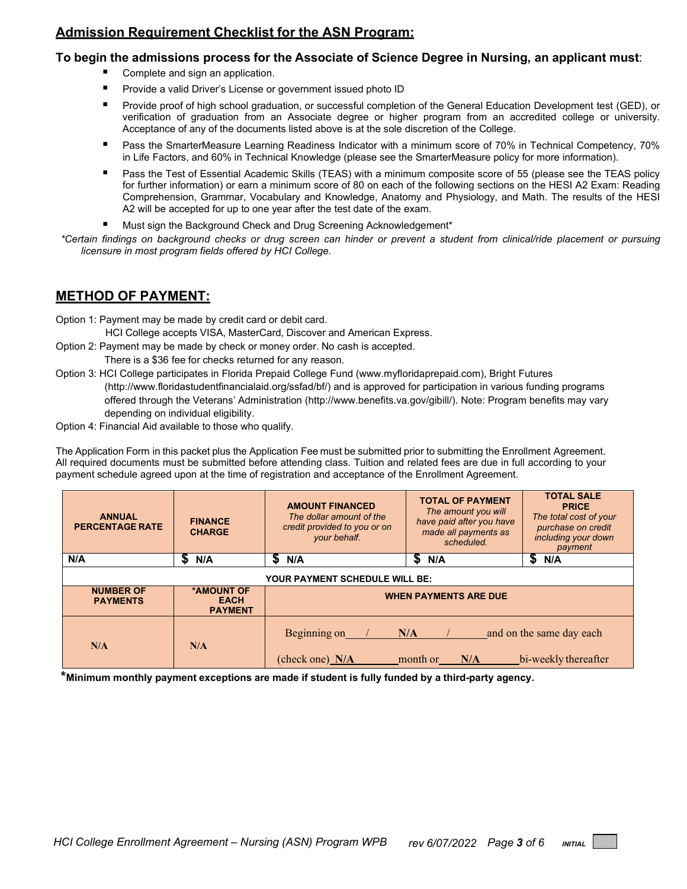## Admission Requirement Checklist for the ASN Program:

**To begin the admissions process for the Associate of Science Degree in Nursing, an applicant must**:

- Complete and sign an application.
- Provide a valid Driver's License or government issued photo ID
- Provide proof of high school graduation, or successful completion of the General Education Development test (GED), or verification of graduation from an Associate degree or higher program from an accredited college or university. Acceptance of any of the documents listed above is at the sole discretion of the College.
- Pass the SmarterMeasure Learning Readiness Indicator with a minimum score of 70% in Technical Competency, 70% in Life Factors, and 60% in Technical Knowledge (please see the SmarterMeasure policy for more information).
- Pass the Test of Essential Academic Skills (TEAS) with a minimum composite score of 55 (please see the TEAS policy for further information) or earn a minimum score of 80 on each of the following sections on the HESI A2 Exam: Reading Comprehension, Grammar, Vocabulary and Knowledge, Anatomy and Physiology, and Math. The results of the HESI A2 will be accepted for up to one year after the test date of the exam.
- Must sign the Background Check and Drug Screening Acknowledgement*

*\*Certain findings on background checks or drug screen can hinder or prevent a student from clinical/ride placement or pursuing licensure in most program fields offered by HCI College.*

## METHOD OF PAYMENT:

Option 1: Payment may be made by credit card or debit card.
HCI College accepts VISA, MasterCard, Discover and American Express.

Option 2: Payment may be made by check or money order. No cash is accepted.
There is a $36 fee for checks returned for any reason.

Option 3: HCI College participates in Florida Prepaid College Fund (www.myfloridaprepaid.com), Bright Futures (http://www.floridastudentfinancialaid.org/ssfad/bf/) and is approved for participation in various funding programs offered through the Veterans' Administration (http://www.benefits.va.gov/gibill/). Note: Program benefits may vary depending on individual eligibility.

Option 4: Financial Aid available to those who qualify.

The Application Form in this packet plus the Application Fee must be submitted prior to submitting the Enrollment Agreement. All required documents must be submitted before attending class. Tuition and related fees are due in full according to your payment schedule agreed upon at the time of registration and acceptance of the Enrollment Agreement.

| ANNUAL PERCENTAGE RATE | FINANCE CHARGE | AMOUNT FINANCED *The dollar amount of the credit provided to you or on your behalf.* | TOTAL OF PAYMENT *The amount you will have paid after you have made all payments as scheduled.* | TOTAL SALE PRICE *The total cost of your purchase on credit including your down payment* |
|---|---|---|---|---|
| N/A | $ N/A | $ N/A | $ N/A | $ N/A |
| **YOUR PAYMENT SCHEDULE WILL BE:** | | | | |
| **NUMBER OF PAYMENTS** | **\*AMOUNT OF EACH PAYMENT** | **WHEN PAYMENTS ARE DUE** | | |
| N/A | N/A | Beginning on ___/___N/A___/___ and on the same day each (check one) N/A month or N/A bi-weekly thereafter | | |

**\*Minimum monthly payment exceptions are made if student is fully funded by a third-party agency.**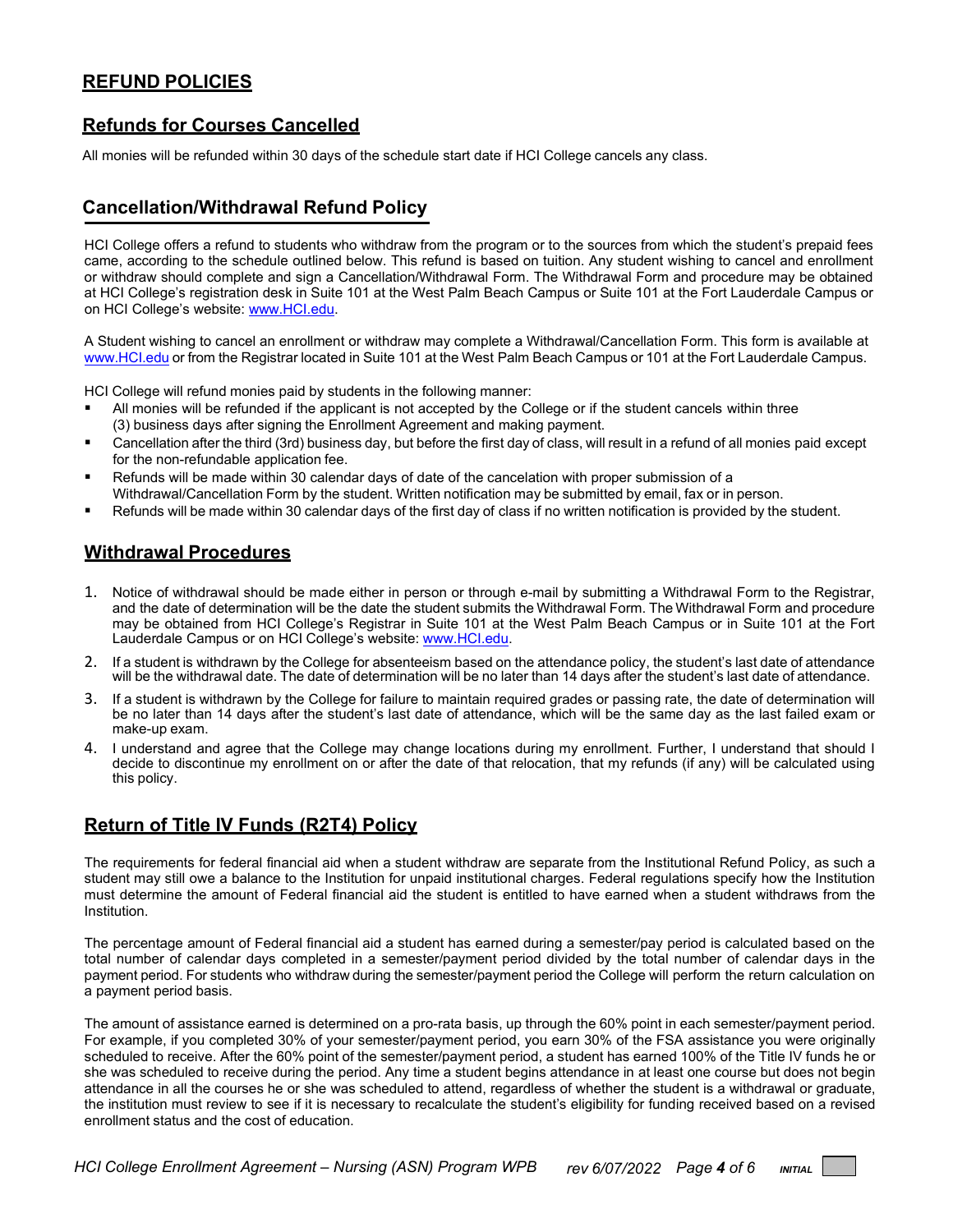## REFUND POLICIES

### Refunds for Courses Cancelled

All monies will be refunded within 30 days of the schedule start date if HCI College cancels any class.

### Cancellation/Withdrawal Refund Policy

HCI College offers a refund to students who withdraw from the program or to the sources from which the student's prepaid fees came, according to the schedule outlined below. This refund is based on tuition. Any student wishing to cancel and enrollment or withdraw should complete and sign a Cancellation/Withdrawal Form. The Withdrawal Form and procedure may be obtained at HCI College's registration desk in Suite 101 at the West Palm Beach Campus or Suite 101 at the Fort Lauderdale Campus or on HCI College's website: www.HCI.edu.

A Student wishing to cancel an enrollment or withdraw may complete a Withdrawal/Cancellation Form. This form is available at www.HCI.edu or from the Registrar located in Suite 101 at the West Palm Beach Campus or 101 at the Fort Lauderdale Campus.

HCI College will refund monies paid by students in the following manner:

- All monies will be refunded if the applicant is not accepted by the College or if the student cancels within three (3) business days after signing the Enrollment Agreement and making payment.
- Cancellation after the third (3rd) business day, but before the first day of class, will result in a refund of all monies paid except for the non-refundable application fee.
- Refunds will be made within 30 calendar days of date of the cancelation with proper submission of a Withdrawal/Cancellation Form by the student. Written notification may be submitted by email, fax or in person.
- Refunds will be made within 30 calendar days of the first day of class if no written notification is provided by the student.

### Withdrawal Procedures

1. Notice of withdrawal should be made either in person or through e-mail by submitting a Withdrawal Form to the Registrar, and the date of determination will be the date the student submits the Withdrawal Form. The Withdrawal Form and procedure may be obtained from HCI College's Registrar in Suite 101 at the West Palm Beach Campus or in Suite 101 at the Fort Lauderdale Campus or on HCI College's website: www.HCI.edu.
2. If a student is withdrawn by the College for absenteeism based on the attendance policy, the student's last date of attendance will be the withdrawal date. The date of determination will be no later than 14 days after the student's last date of attendance.
3. If a student is withdrawn by the College for failure to maintain required grades or passing rate, the date of determination will be no later than 14 days after the student's last date of attendance, which will be the same day as the last failed exam or make-up exam.
4. I understand and agree that the College may change locations during my enrollment. Further, I understand that should I decide to discontinue my enrollment on or after the date of that relocation, that my refunds (if any) will be calculated using this policy.

### Return of Title IV Funds (R2T4) Policy

The requirements for federal financial aid when a student withdraw are separate from the Institutional Refund Policy, as such a student may still owe a balance to the Institution for unpaid institutional charges. Federal regulations specify how the Institution must determine the amount of Federal financial aid the student is entitled to have earned when a student withdraws from the Institution.

The percentage amount of Federal financial aid a student has earned during a semester/pay period is calculated based on the total number of calendar days completed in a semester/payment period divided by the total number of calendar days in the payment period. For students who withdraw during the semester/payment period the College will perform the return calculation on a payment period basis.

The amount of assistance earned is determined on a pro-rata basis, up through the 60% point in each semester/payment period. For example, if you completed 30% of your semester/payment period, you earn 30% of the FSA assistance you were originally scheduled to receive. After the 60% point of the semester/payment period, a student has earned 100% of the Title IV funds he or she was scheduled to receive during the period. Any time a student begins attendance in at least one course but does not begin attendance in all the courses he or she was scheduled to attend, regardless of whether the student is a withdrawal or graduate, the institution must review to see if it is necessary to recalculate the student's eligibility for funding received based on a revised enrollment status and the cost of education.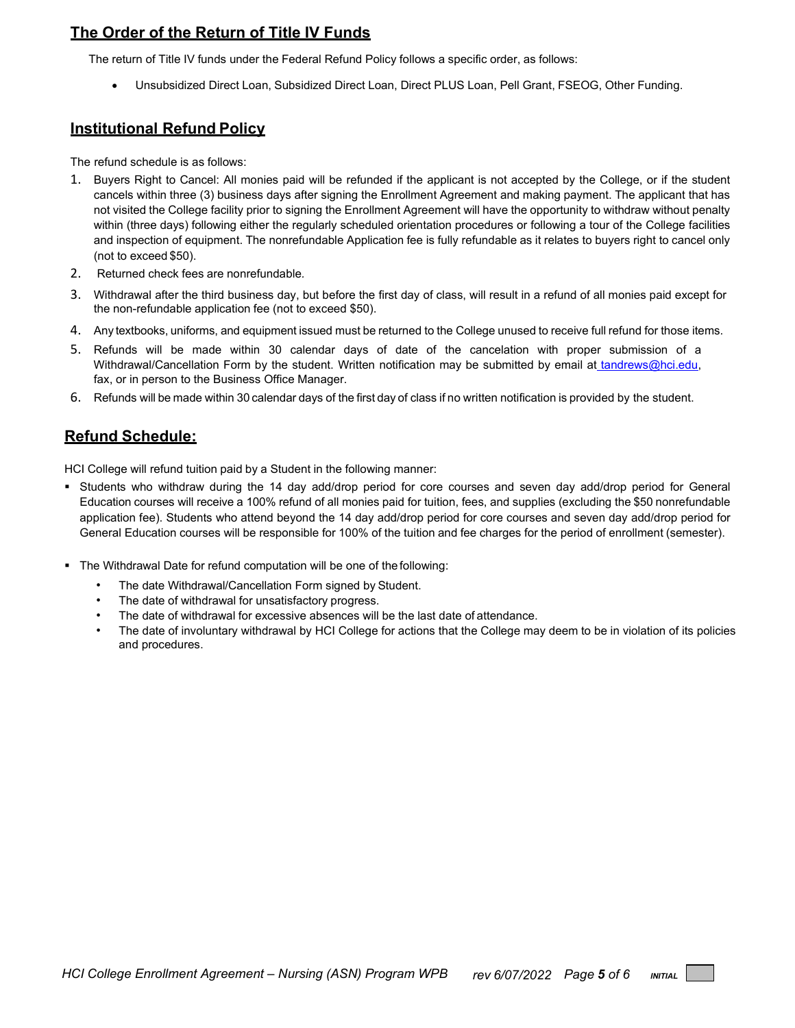## The Order of the Return of Title IV Funds

The return of Title IV funds under the Federal Refund Policy follows a specific order, as follows:

- Unsubsidized Direct Loan, Subsidized Direct Loan, Direct PLUS Loan, Pell Grant, FSEOG, Other Funding.

## Institutional Refund Policy

The refund schedule is as follows:

1. Buyers Right to Cancel: All monies paid will be refunded if the applicant is not accepted by the College, or if the student cancels within three (3) business days after signing the Enrollment Agreement and making payment. The applicant that has not visited the College facility prior to signing the Enrollment Agreement will have the opportunity to withdraw without penalty within (three days) following either the regularly scheduled orientation procedures or following a tour of the College facilities and inspection of equipment. The nonrefundable Application fee is fully refundable as it relates to buyers right to cancel only (not to exceed $50).
2. Returned check fees are nonrefundable.
3. Withdrawal after the third business day, but before the first day of class, will result in a refund of all monies paid except for the non-refundable application fee (not to exceed $50).
4. Any textbooks, uniforms, and equipment issued must be returned to the College unused to receive full refund for those items.
5. Refunds will be made within 30 calendar days of date of the cancelation with proper submission of a Withdrawal/Cancellation Form by the student. Written notification may be submitted by email at tandrews@hci.edu, fax, or in person to the Business Office Manager.
6. Refunds will be made within 30 calendar days of the first day of class if no written notification is provided by the student.

## Refund Schedule:

HCI College will refund tuition paid by a Student in the following manner:

- Students who withdraw during the 14 day add/drop period for core courses and seven day add/drop period for General Education courses will receive a 100% refund of all monies paid for tuition, fees, and supplies (excluding the $50 nonrefundable application fee). Students who attend beyond the 14 day add/drop period for core courses and seven day add/drop period for General Education courses will be responsible for 100% of the tuition and fee charges for the period of enrollment (semester).

- The Withdrawal Date for refund computation will be one of the following:
  - The date Withdrawal/Cancellation Form signed by Student.
  - The date of withdrawal for unsatisfactory progress.
  - The date of withdrawal for excessive absences will be the last date of attendance.
  - The date of involuntary withdrawal by HCI College for actions that the College may deem to be in violation of its policies and procedures.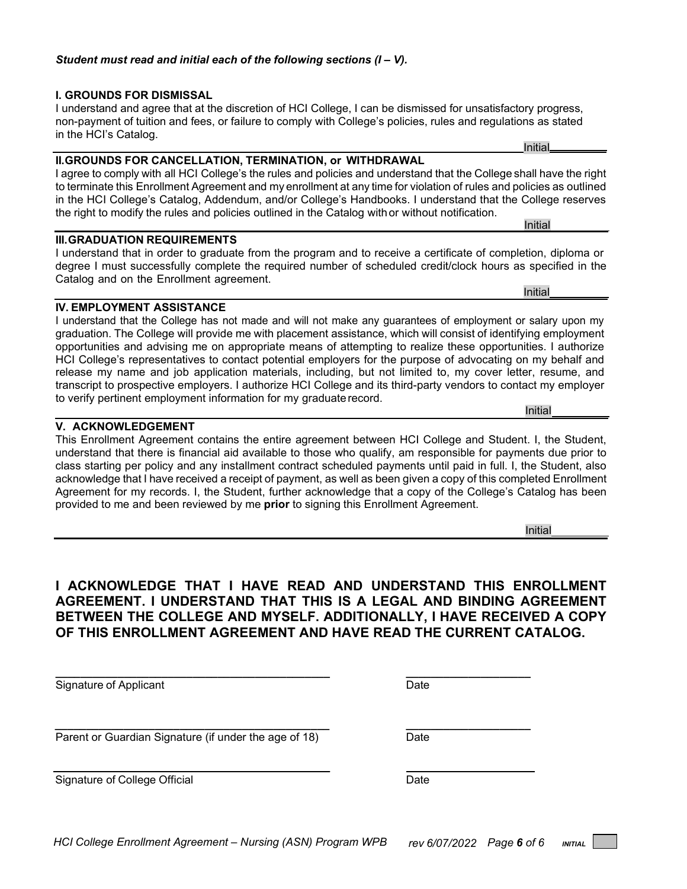***Student must read and initial each of the following sections (I – V).***

**I. GROUNDS FOR DISMISSAL**

I understand and agree that at the discretion of HCI College, I can be dismissed for unsatisfactory progress, non-payment of tuition and fees, or failure to comply with College's policies, rules and regulations as stated in the HCI's Catalog.

Initial_________

**II.GROUNDS FOR CANCELLATION, TERMINATION, or WITHDRAWAL**

I agree to comply with all HCI College's the rules and policies and understand that the College shall have the right to terminate this Enrollment Agreement and my enrollment at any time for violation of rules and policies as outlined in the HCI College's Catalog, Addendum, and/or College's Handbooks. I understand that the College reserves the right to modify the rules and policies outlined in the Catalog with or without notification.

Initial_________

**III.GRADUATION REQUIREMENTS**

I understand that in order to graduate from the program and to receive a certificate of completion, diploma or degree I must successfully complete the required number of scheduled credit/clock hours as specified in the Catalog and on the Enrollment agreement.

Initial_________

**IV. EMPLOYMENT ASSISTANCE**

I understand that the College has not made and will not make any guarantees of employment or salary upon my graduation. The College will provide me with placement assistance, which will consist of identifying employment opportunities and advising me on appropriate means of attempting to realize these opportunities. I authorize HCI College's representatives to contact potential employers for the purpose of advocating on my behalf and release my name and job application materials, including, but not limited to, my cover letter, resume, and transcript to prospective employers. I authorize HCI College and its third-party vendors to contact my employer to verify pertinent employment information for my graduate record.

Initial_________

**V. ACKNOWLEDGEMENT**

This Enrollment Agreement contains the entire agreement between HCI College and Student. I, the Student, understand that there is financial aid available to those who qualify, am responsible for payments due prior to class starting per policy and any installment contract scheduled payments until paid in full. I, the Student, also acknowledge that I have received a receipt of payment, as well as been given a copy of this completed Enrollment Agreement for my records. I, the Student, further acknowledge that a copy of the College's Catalog has been provided to me and been reviewed by me **prior** to signing this Enrollment Agreement.

Initial_________

**I ACKNOWLEDGE THAT I HAVE READ AND UNDERSTAND THIS ENROLLMENT AGREEMENT. I UNDERSTAND THAT THIS IS A LEGAL AND BINDING AGREEMENT BETWEEN THE COLLEGE AND MYSELF. ADDITIONALLY, I HAVE RECEIVED A COPY OF THIS ENROLLMENT AGREEMENT AND HAVE READ THE CURRENT CATALOG.**

_____________________________________________ ____________________

Signature of Applicant Date

_____________________________________________ ____________________

Parent or Guardian Signature (if under the age of 18) Date

_____________________________________________ ____________________

Signature of College Official Date